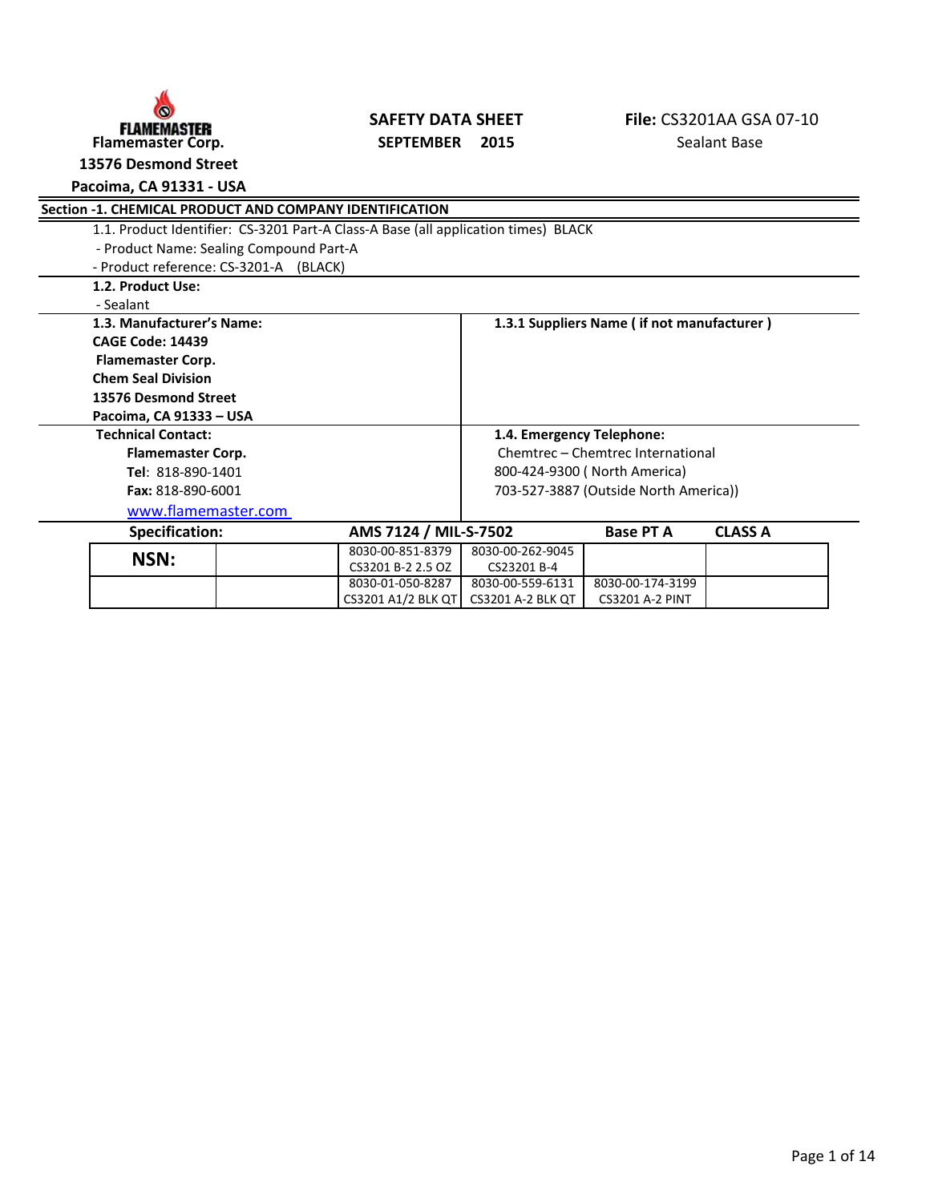FLAMEMASTER
**Flamemaster Corp.**
**13576 Desmond Street**
**Pacoima, CA 91331 - USA**

**SAFETY DATA SHEET**
**SEPTEMBER 2015**

**File:** CS3201AA GSA 07-10
Sealant Base

## Section -1. CHEMICAL PRODUCT AND COMPANY IDENTIFICATION

1.1. Product Identifier: CS-3201 Part-A Class-A Base (all application times) BLACK
- Product Name: Sealing Compound Part-A
- Product reference: CS-3201-A (BLACK)

**1.2. Product Use:**
- Sealant

**1.3. Manufacturer's Name:**
**CAGE Code: 14439**
**Flamemaster Corp.**
**Chem Seal Division**
**13576 Desmond Street**
**Pacoima, CA 91333 – USA**

**1.3.1 Suppliers Name ( if not manufacturer )**

**Technical Contact:**
**Flamemaster Corp.**
**Tel**: 818-890-1401
**Fax:** 818-890-6001
www.flamemaster.com

**1.4. Emergency Telephone:**
Chemtrec – Chemtrec International
800-424-9300 ( North America)
703-527-3887 (Outside North America))

**Specification:** **AMS 7124 / MIL-S-7502** **Base PT A** **CLASS A**

| **NSN:** | | 8030-00-851-8379<br>CS3201 B-2 2.5 OZ | 8030-00-262-9045<br>CS23201 B-4 | | |
|---|---|---|---|---|---|
| | | 8030-01-050-8287<br>CS3201 A1/2 BLK QT | 8030-00-559-6131<br>CS3201 A-2 BLK QT | 8030-00-174-3199<br>CS3201 A-2 PINT | |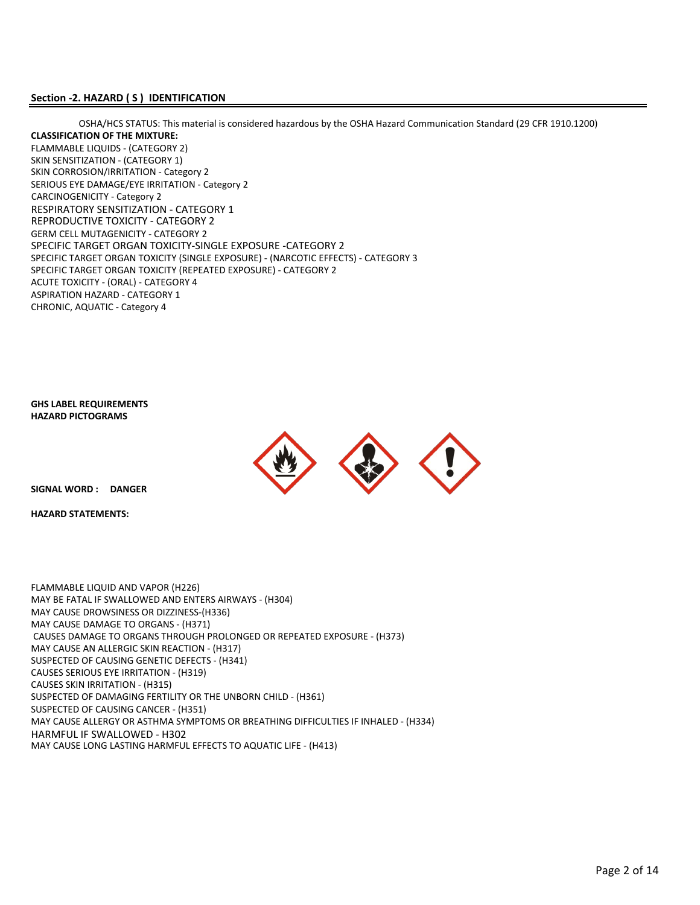## Section -2. HAZARD ( S ) IDENTIFICATION

OSHA/HCS STATUS: This material is considered hazardous by the OSHA Hazard Communication Standard (29 CFR 1910.1200)

**CLASSIFICATION OF THE MIXTURE:**

FLAMMABLE LIQUIDS - (CATEGORY 2)
SKIN SENSITIZATION - (CATEGORY 1)
SKIN CORROSION/IRRITATION - Category 2
SERIOUS EYE DAMAGE/EYE IRRITATION - Category 2
CARCINOGENICITY - Category 2
RESPIRATORY SENSITIZATION - CATEGORY 1
REPRODUCTIVE TOXICITY - CATEGORY 2
GERM CELL MUTAGENICITY - CATEGORY 2
SPECIFIC TARGET ORGAN TOXICITY-SINGLE EXPOSURE -CATEGORY 2
SPECIFIC TARGET ORGAN TOXICITY (SINGLE EXPOSURE) - (NARCOTIC EFFECTS) - CATEGORY 3
SPECIFIC TARGET ORGAN TOXICITY (REPEATED EXPOSURE) - CATEGORY 2
ACUTE TOXICITY - (ORAL) - CATEGORY 4
ASPIRATION HAZARD - CATEGORY 1
CHRONIC, AQUATIC - Category 4

**GHS LABEL REQUIREMENTS**
**HAZARD PICTOGRAMS**

**SIGNAL WORD : DANGER**

**HAZARD STATEMENTS:**

FLAMMABLE LIQUID AND VAPOR (H226)
MAY BE FATAL IF SWALLOWED AND ENTERS AIRWAYS - (H304)
MAY CAUSE DROWSINESS OR DIZZINESS-(H336)
MAY CAUSE DAMAGE TO ORGANS - (H371)
CAUSES DAMAGE TO ORGANS THROUGH PROLONGED OR REPEATED EXPOSURE - (H373)
MAY CAUSE AN ALLERGIC SKIN REACTION - (H317)
SUSPECTED OF CAUSING GENETIC DEFECTS - (H341)
CAUSES SERIOUS EYE IRRITATION - (H319)
CAUSES SKIN IRRITATION - (H315)
SUSPECTED OF DAMAGING FERTILITY OR THE UNBORN CHILD - (H361)
SUSPECTED OF CAUSING CANCER - (H351)
MAY CAUSE ALLERGY OR ASTHMA SYMPTOMS OR BREATHING DIFFICULTIES IF INHALED - (H334)
HARMFUL IF SWALLOWED - H302
MAY CAUSE LONG LASTING HARMFUL EFFECTS TO AQUATIC LIFE - (H413)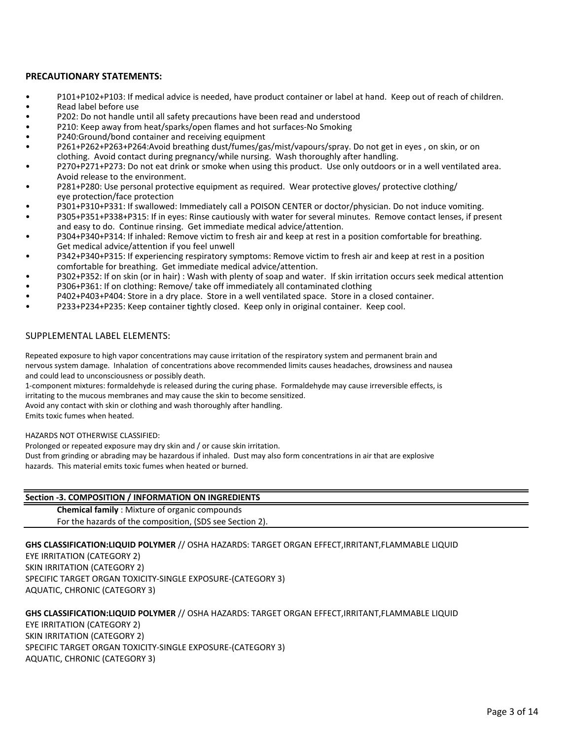**PRECAUTIONARY STATEMENTS:**

- P101+P102+P103: If medical advice is needed, have product container or label at hand. Keep out of reach of children.
- Read label before use
- P202: Do not handle until all safety precautions have been read and understood
- P210: Keep away from heat/sparks/open flames and hot surfaces-No Smoking
- P240:Ground/bond container and receiving equipment
- P261+P262+P263+P264:Avoid breathing dust/fumes/gas/mist/vapours/spray. Do not get in eyes , on skin, or on clothing. Avoid contact during pregnancy/while nursing. Wash thoroughly after handling.
- P270+P271+P273: Do not eat drink or smoke when using this product. Use only outdoors or in a well ventilated area. Avoid release to the environment.
- P281+P280: Use personal protective equipment as required. Wear protective gloves/ protective clothing/ eye protection/face protection
- P301+P310+P331: If swallowed: Immediately call a POISON CENTER or doctor/physician. Do not induce vomiting.
- P305+P351+P338+P315: If in eyes: Rinse cautiously with water for several minutes. Remove contact lenses, if present and easy to do. Continue rinsing. Get immediate medical advice/attention.
- P304+P340+P314: If inhaled: Remove victim to fresh air and keep at rest in a position comfortable for breathing. Get medical advice/attention if you feel unwell
- P342+P340+P315: If experiencing respiratory symptoms: Remove victim to fresh air and keep at rest in a position comfortable for breathing. Get immediate medical advice/attention.
- P302+P352: If on skin (or in hair) : Wash with plenty of soap and water. If skin irritation occurs seek medical attention
- P306+P361: If on clothing: Remove/ take off immediately all contaminated clothing
- P402+P403+P404: Store in a dry place. Store in a well ventilated space. Store in a closed container.
- P233+P234+P235: Keep container tightly closed. Keep only in original container. Keep cool.

SUPPLEMENTAL LABEL ELEMENTS:

Repeated exposure to high vapor concentrations may cause irritation of the respiratory system and permanent brain and nervous system damage. Inhalation of concentrations above recommended limits causes headaches, drowsiness and nausea and could lead to unconsciousness or possibly death.
1-component mixtures: formaldehyde is released during the curing phase. Formaldehyde may cause irreversible effects, is irritating to the mucous membranes and may cause the skin to become sensitized.
Avoid any contact with skin or clothing and wash thoroughly after handling.
Emits toxic fumes when heated.

HAZARDS NOT OTHERWISE CLASSIFIED:
Prolonged or repeated exposure may dry skin and / or cause skin irritation.
Dust from grinding or abrading may be hazardous if inhaled. Dust may also form concentrations in air that are explosive hazards. This material emits toxic fumes when heated or burned.

## Section -3. COMPOSITION / INFORMATION ON INGREDIENTS

**Chemical family** : Mixture of organic compounds
For the hazards of the composition, (SDS see Section 2).

**GHS CLASSIFICATION:LIQUID POLYMER** // OSHA HAZARDS: TARGET ORGAN EFFECT,IRRITANT,FLAMMABLE LIQUID
EYE IRRITATION (CATEGORY 2)
SKIN IRRITATION (CATEGORY 2)
SPECIFIC TARGET ORGAN TOXICITY-SINGLE EXPOSURE-(CATEGORY 3)
AQUATIC, CHRONIC (CATEGORY 3)

**GHS CLASSIFICATION:LIQUID POLYMER** // OSHA HAZARDS: TARGET ORGAN EFFECT,IRRITANT,FLAMMABLE LIQUID
EYE IRRITATION (CATEGORY 2)
SKIN IRRITATION (CATEGORY 2)
SPECIFIC TARGET ORGAN TOXICITY-SINGLE EXPOSURE-(CATEGORY 3)
AQUATIC, CHRONIC (CATEGORY 3)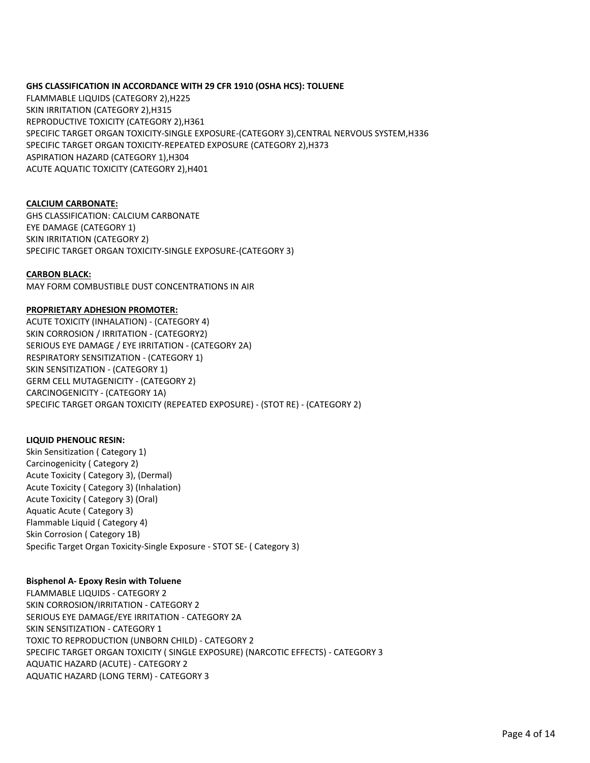**GHS CLASSIFICATION IN ACCORDANCE WITH 29 CFR 1910 (OSHA HCS): TOLUENE**
FLAMMABLE LIQUIDS (CATEGORY 2),H225
SKIN IRRITATION (CATEGORY 2),H315
REPRODUCTIVE TOXICITY (CATEGORY 2),H361
SPECIFIC TARGET ORGAN TOXICITY-SINGLE EXPOSURE-(CATEGORY 3),CENTRAL NERVOUS SYSTEM,H336
SPECIFIC TARGET ORGAN TOXICITY-REPEATED EXPOSURE (CATEGORY 2),H373
ASPIRATION HAZARD (CATEGORY 1),H304
ACUTE AQUATIC TOXICITY (CATEGORY 2),H401

**CALCIUM CARBONATE:**
GHS CLASSIFICATION: CALCIUM CARBONATE
EYE DAMAGE (CATEGORY 1)
SKIN IRRITATION (CATEGORY 2)
SPECIFIC TARGET ORGAN TOXICITY-SINGLE EXPOSURE-(CATEGORY 3)

**CARBON BLACK:**
MAY FORM COMBUSTIBLE DUST CONCENTRATIONS IN AIR

**PROPRIETARY ADHESION PROMOTER:**
ACUTE TOXICITY (INHALATION) - (CATEGORY 4)
SKIN CORROSION / IRRITATION - (CATEGORY2)
SERIOUS EYE DAMAGE / EYE IRRITATION - (CATEGORY 2A)
RESPIRATORY SENSITIZATION - (CATEGORY 1)
SKIN SENSITIZATION - (CATEGORY 1)
GERM CELL MUTAGENICITY - (CATEGORY 2)
CARCINOGENICITY - (CATEGORY 1A)
SPECIFIC TARGET ORGAN TOXICITY (REPEATED EXPOSURE) - (STOT RE) - (CATEGORY 2)

**LIQUID PHENOLIC RESIN:**
Skin Sensitization ( Category 1)
Carcinogenicity ( Category 2)
Acute Toxicity ( Category 3), (Dermal)
Acute Toxicity ( Category 3) (Inhalation)
Acute Toxicity ( Category 3) (Oral)
Aquatic Acute ( Category 3)
Flammable Liquid ( Category 4)
Skin Corrosion ( Category 1B)
Specific Target Organ Toxicity-Single Exposure - STOT SE- ( Category 3)

**Bisphenol A- Epoxy Resin with Toluene**
FLAMMABLE LIQUIDS - CATEGORY 2
SKIN CORROSION/IRRITATION - CATEGORY 2
SERIOUS EYE DAMAGE/EYE IRRITATION - CATEGORY 2A
SKIN SENSITIZATION - CATEGORY 1
TOXIC TO REPRODUCTION (UNBORN CHILD) - CATEGORY 2
SPECIFIC TARGET ORGAN TOXICITY ( SINGLE EXPOSURE) (NARCOTIC EFFECTS) - CATEGORY 3
AQUATIC HAZARD (ACUTE) - CATEGORY 2
AQUATIC HAZARD (LONG TERM) - CATEGORY 3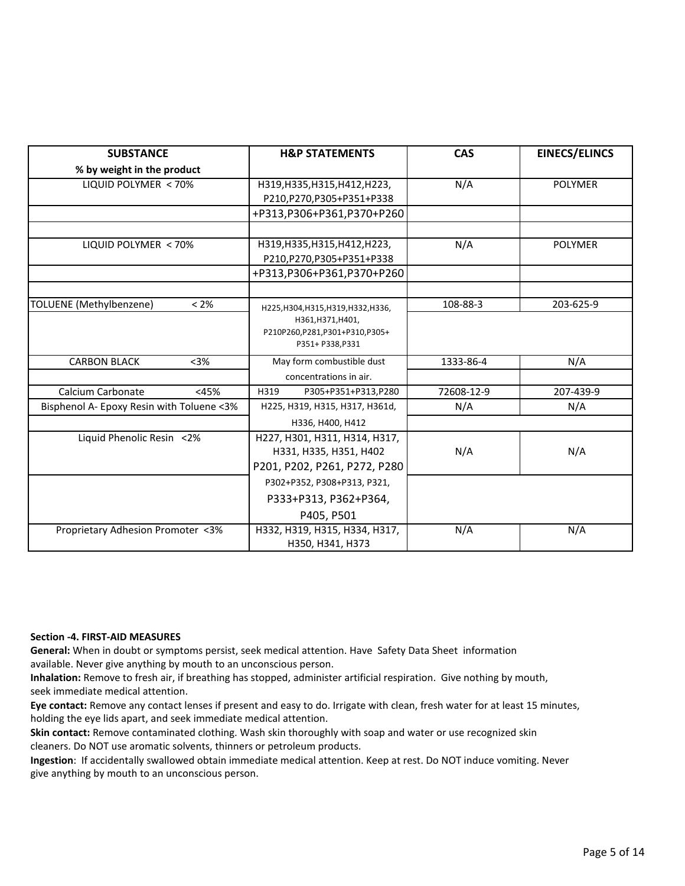| SUBSTANCE<br>% by weight in the product | H&P STATEMENTS | CAS | EINECS/ELINCS |
|---|---|---|---|
| LIQUID POLYMER < 70% | H319,H335,H315,H412,H223,<br>P210,P270,P305+P351+P338 | N/A | POLYMER |
| | +P313,P306+P361,P370+P260 | | |
| | | | |
| LIQUID POLYMER < 70% | H319,H335,H315,H412,H223,<br>P210,P270,P305+P351+P338 | N/A | POLYMER |
| | +P313,P306+P361,P370+P260 | | |
| | | | |
| TOLUENE (Methylbenzene) < 2% | H225,H304,H315,H319,H332,H336, | 108-88-3 | 203-625-9 |
| | H361,H371,H401,<br>P210P260,P281,P301+P310,P305+<br>P351+ P338,P331 | | |
| CARBON BLACK <3% | May form combustible dust | 1333-86-4 | N/A |
| | concentrations in air. | | |
| Calcium Carbonate <45% | H319 P305+P351+P313,P280 | 72608-12-9 | 207-439-9 |
| Bisphenol A- Epoxy Resin with Toluene <3% | H225, H319, H315, H317, H361d, | N/A | N/A |
| | H336, H400, H412 | | |
| Liquid Phenolic Resin <2% | H227, H301, H311, H314, H317,<br>H331, H335, H351, H402<br>P201, P202, P261, P272, P280 | N/A | N/A |
| | P302+P352, P308+P313, P321,<br>P333+P313, P362+P364,<br>P405, P501 | | |
| Proprietary Adhesion Promoter <3% | H332, H319, H315, H334, H317,<br>H350, H341, H373 | N/A | N/A |

**Section -4. FIRST-AID MEASURES**

**General:** When in doubt or symptoms persist, seek medical attention. Have Safety Data Sheet information available. Never give anything by mouth to an unconscious person.

**Inhalation:** Remove to fresh air, if breathing has stopped, administer artificial respiration. Give nothing by mouth, seek immediate medical attention.

**Eye contact:** Remove any contact lenses if present and easy to do. Irrigate with clean, fresh water for at least 15 minutes, holding the eye lids apart, and seek immediate medical attention.

**Skin contact:** Remove contaminated clothing. Wash skin thoroughly with soap and water or use recognized skin cleaners. Do NOT use aromatic solvents, thinners or petroleum products.

**Ingestion**: If accidentally swallowed obtain immediate medical attention. Keep at rest. Do NOT induce vomiting. Never give anything by mouth to an unconscious person.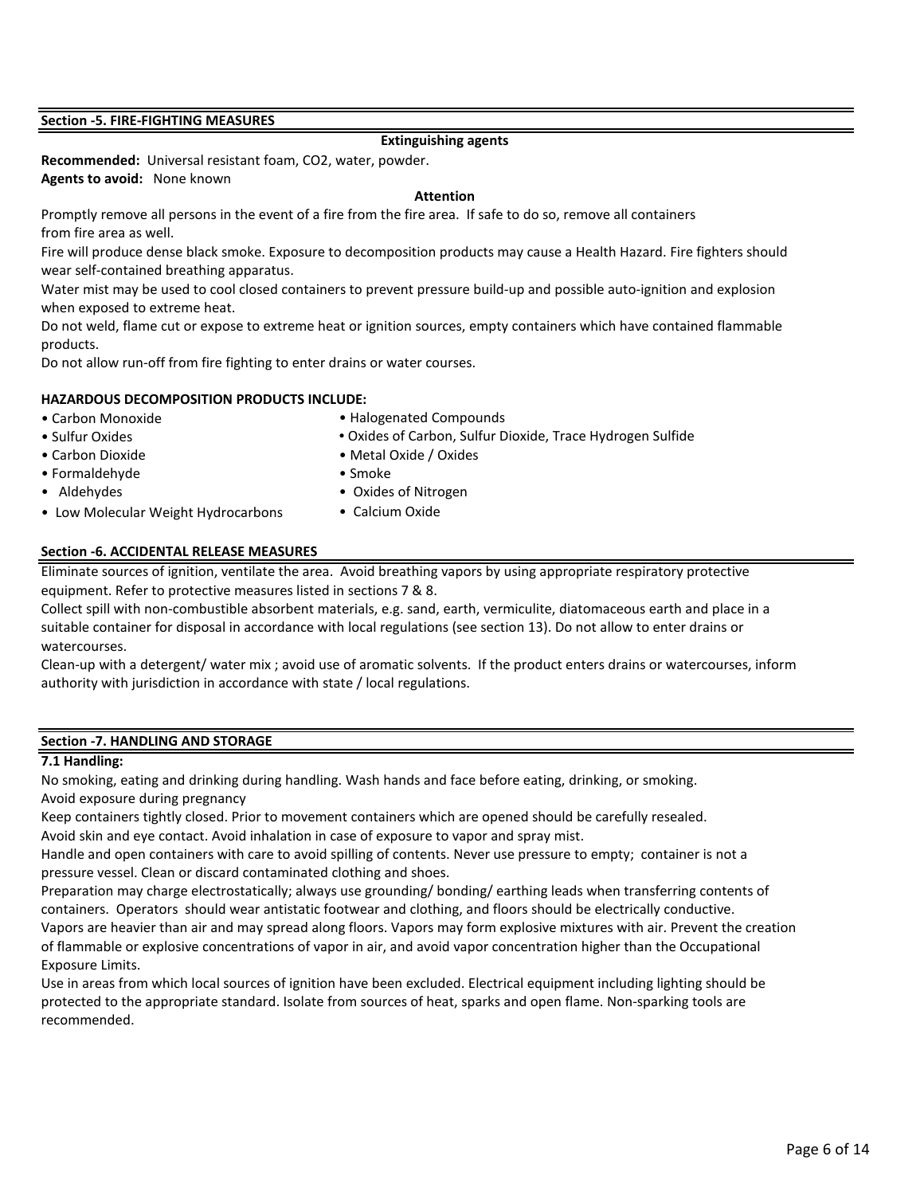## Section -5. FIRE-FIGHTING MEASURES

**Extinguishing agents**

**Recommended:** Universal resistant foam, $CO_2$, water, powder.
**Agents to avoid:** None known

**Attention**

Promptly remove all persons in the event of a fire from the fire area. If safe to do so, remove all containers from fire area as well.

Fire will produce dense black smoke. Exposure to decomposition products may cause a Health Hazard. Fire fighters should wear self-contained breathing apparatus.

Water mist may be used to cool closed containers to prevent pressure build-up and possible auto-ignition and explosion when exposed to extreme heat.

Do not weld, flame cut or expose to extreme heat or ignition sources, empty containers which have contained flammable products.

Do not allow run-off from fire fighting to enter drains or water courses.

**HAZARDOUS DECOMPOSITION PRODUCTS INCLUDE:**

- Carbon Monoxide
- Sulfur Oxides
- Carbon Dioxide
- Formaldehyde
- Aldehydes
- Low Molecular Weight Hydrocarbons
- Halogenated Compounds
- Oxides of Carbon, Sulfur Dioxide, Trace Hydrogen Sulfide
- Metal Oxide / Oxides
- Smoke
- Oxides of Nitrogen
- Calcium Oxide

## Section -6. ACCIDENTAL RELEASE MEASURES

Eliminate sources of ignition, ventilate the area. Avoid breathing vapors by using appropriate respiratory protective equipment. Refer to protective measures listed in sections 7 & 8.

Collect spill with non-combustible absorbent materials, e.g. sand, earth, vermiculite, diatomaceous earth and place in a suitable container for disposal in accordance with local regulations (see section 13). Do not allow to enter drains or watercourses.

Clean-up with a detergent/ water mix ; avoid use of aromatic solvents. If the product enters drains or watercourses, inform authority with jurisdiction in accordance with state / local regulations.

## Section -7. HANDLING AND STORAGE

**7.1 Handling:**

No smoking, eating and drinking during handling. Wash hands and face before eating, drinking, or smoking.
Avoid exposure during pregnancy
Keep containers tightly closed. Prior to movement containers which are opened should be carefully resealed.
Avoid skin and eye contact. Avoid inhalation in case of exposure to vapor and spray mist.
Handle and open containers with care to avoid spilling of contents. Never use pressure to empty; container is not a pressure vessel. Clean or discard contaminated clothing and shoes.
Preparation may charge electrostatically; always use grounding/ bonding/ earthing leads when transferring contents of containers. Operators should wear antistatic footwear and clothing, and floors should be electrically conductive.
Vapors are heavier than air and may spread along floors. Vapors may form explosive mixtures with air. Prevent the creation of flammable or explosive concentrations of vapor in air, and avoid vapor concentration higher than the Occupational Exposure Limits.
Use in areas from which local sources of ignition have been excluded. Electrical equipment including lighting should be protected to the appropriate standard. Isolate from sources of heat, sparks and open flame. Non-sparking tools are recommended.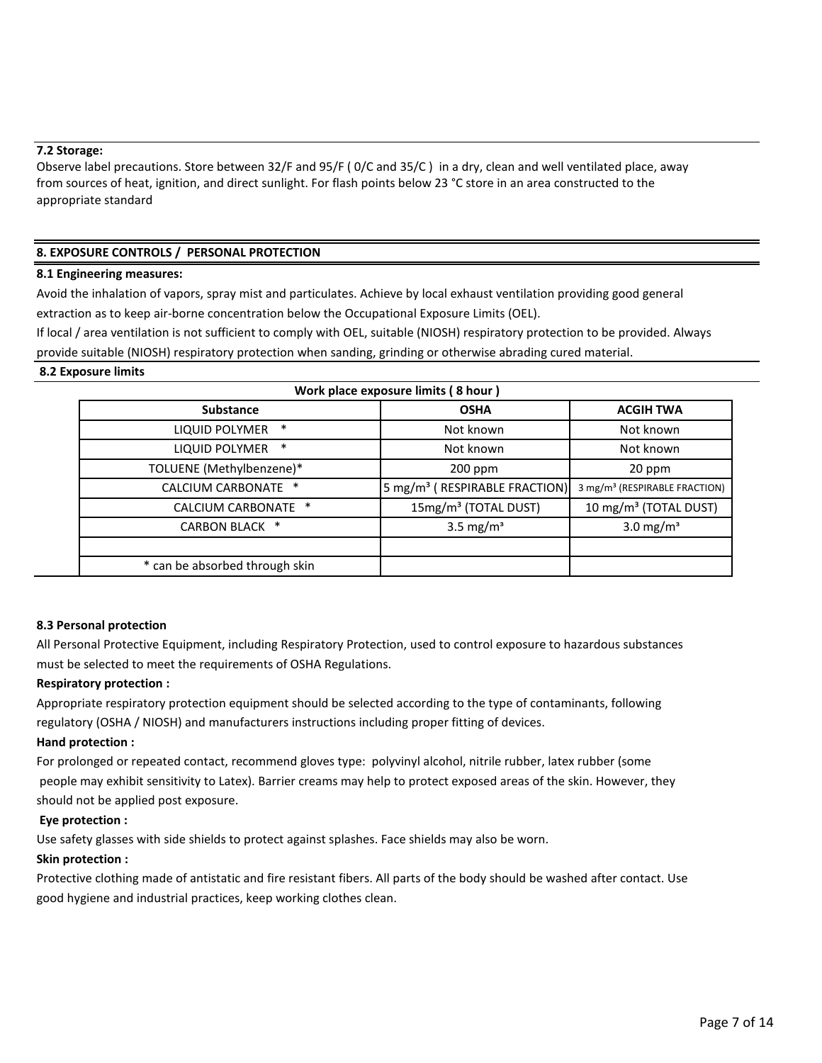**7.2 Storage:**

Observe label precautions. Store between 32/F and 95/F ( 0/C and 35/C ) in a dry, clean and well ventilated place, away from sources of heat, ignition, and direct sunlight. For flash points below 23 °C store in an area constructed to the appropriate standard

## 8. EXPOSURE CONTROLS / PERSONAL PROTECTION

**8.1 Engineering measures:**

Avoid the inhalation of vapors, spray mist and particulates. Achieve by local exhaust ventilation providing good general extraction as to keep air-borne concentration below the Occupational Exposure Limits (OEL).

If local / area ventilation is not sufficient to comply with OEL, suitable (NIOSH) respiratory protection to be provided. Always provide suitable (NIOSH) respiratory protection when sanding, grinding or otherwise abrading cured material.

**8.2 Exposure limits**

**Work place exposure limits ( 8 hour )**

| Substance | OSHA | ACGIH TWA |
|---|---|---|
| LIQUID POLYMER * | Not known | Not known |
| LIQUID POLYMER * | Not known | Not known |
| TOLUENE (Methylbenzene)* | 200 ppm | 20 ppm |
| CALCIUM CARBONATE * | 5 mg/m³ ( RESPIRABLE FRACTION) | 3 mg/m³ (RESPIRABLE FRACTION) |
| CALCIUM CARBONATE * | 15mg/m³ (TOTAL DUST) | 10 mg/m³ (TOTAL DUST) |
| CARBON BLACK * | 3.5 mg/m³ | 3.0 mg/m³ |
| | | |
| * can be absorbed through skin | | |

**8.3 Personal protection**

All Personal Protective Equipment, including Respiratory Protection, used to control exposure to hazardous substances must be selected to meet the requirements of OSHA Regulations.

**Respiratory protection :**

Appropriate respiratory protection equipment should be selected according to the type of contaminants, following regulatory (OSHA / NIOSH) and manufacturers instructions including proper fitting of devices.

**Hand protection :**

For prolonged or repeated contact, recommend gloves type: polyvinyl alcohol, nitrile rubber, latex rubber (some people may exhibit sensitivity to Latex). Barrier creams may help to protect exposed areas of the skin. However, they should not be applied post exposure.

**Eye protection :**

Use safety glasses with side shields to protect against splashes. Face shields may also be worn.

**Skin protection :**

Protective clothing made of antistatic and fire resistant fibers. All parts of the body should be washed after contact. Use good hygiene and industrial practices, keep working clothes clean.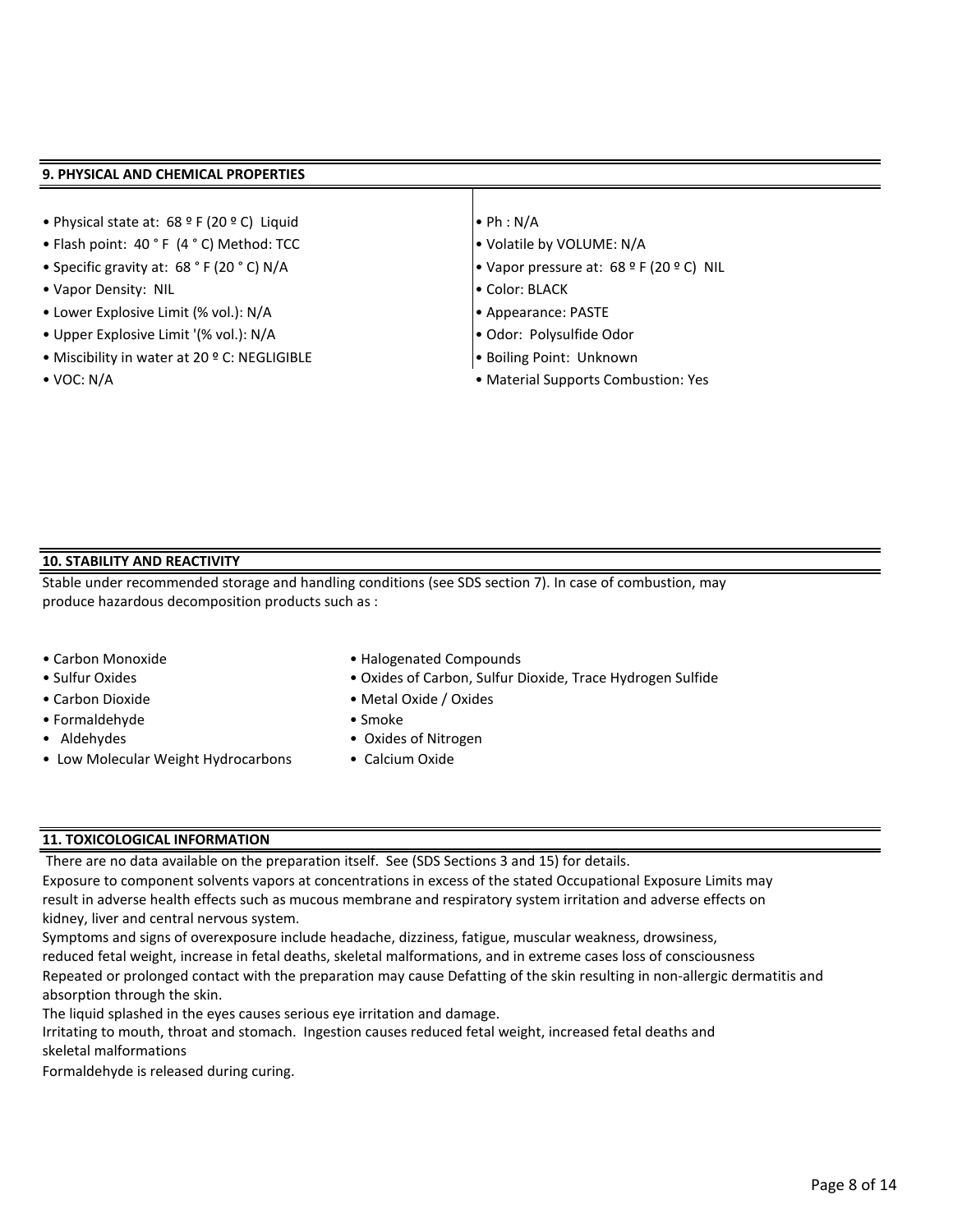## 9. PHYSICAL AND CHEMICAL PROPERTIES

- Physical state at: 68 º F (20 º C) Liquid
- Flash point: 40 ˚ F (4 ˚ C) Method: TCC
- Specific gravity at: 68 ˚ F (20 ˚ C) N/A
- Vapor Density: NIL
- Lower Explosive Limit (% vol.): N/A
- Upper Explosive Limit '(% vol.): N/A
- Miscibility in water at 20 º C: NEGLIGIBLE
- VOC: N/A
- Ph : N/A
- Volatile by VOLUME: N/A
- Vapor pressure at: 68 º F (20 º C) NIL
- Color: BLACK
- Appearance: PASTE
- Odor: Polysulfide Odor
- Boiling Point: Unknown
- Material Supports Combustion: Yes

## 10. STABILITY AND REACTIVITY

Stable under recommended storage and handling conditions (see SDS section 7). In case of combustion, may produce hazardous decomposition products such as :

- Carbon Monoxide
- Sulfur Oxides
- Carbon Dioxide
- Formaldehyde
- Aldehydes
- Low Molecular Weight Hydrocarbons
- Halogenated Compounds
- Oxides of Carbon, Sulfur Dioxide, Trace Hydrogen Sulfide
- Metal Oxide / Oxides
- Smoke
- Oxides of Nitrogen
- Calcium Oxide

## 11. TOXICOLOGICAL INFORMATION

There are no data available on the preparation itself. See (SDS Sections 3 and 15) for details.

Exposure to component solvents vapors at concentrations in excess of the stated Occupational Exposure Limits may result in adverse health effects such as mucous membrane and respiratory system irritation and adverse effects on kidney, liver and central nervous system.

Symptoms and signs of overexposure include headache, dizziness, fatigue, muscular weakness, drowsiness, reduced fetal weight, increase in fetal deaths, skeletal malformations, and in extreme cases loss of consciousness

Repeated or prolonged contact with the preparation may cause Defatting of the skin resulting in non-allergic dermatitis and absorption through the skin.

The liquid splashed in the eyes causes serious eye irritation and damage.

Irritating to mouth, throat and stomach. Ingestion causes reduced fetal weight, increased fetal deaths and skeletal malformations

Formaldehyde is released during curing.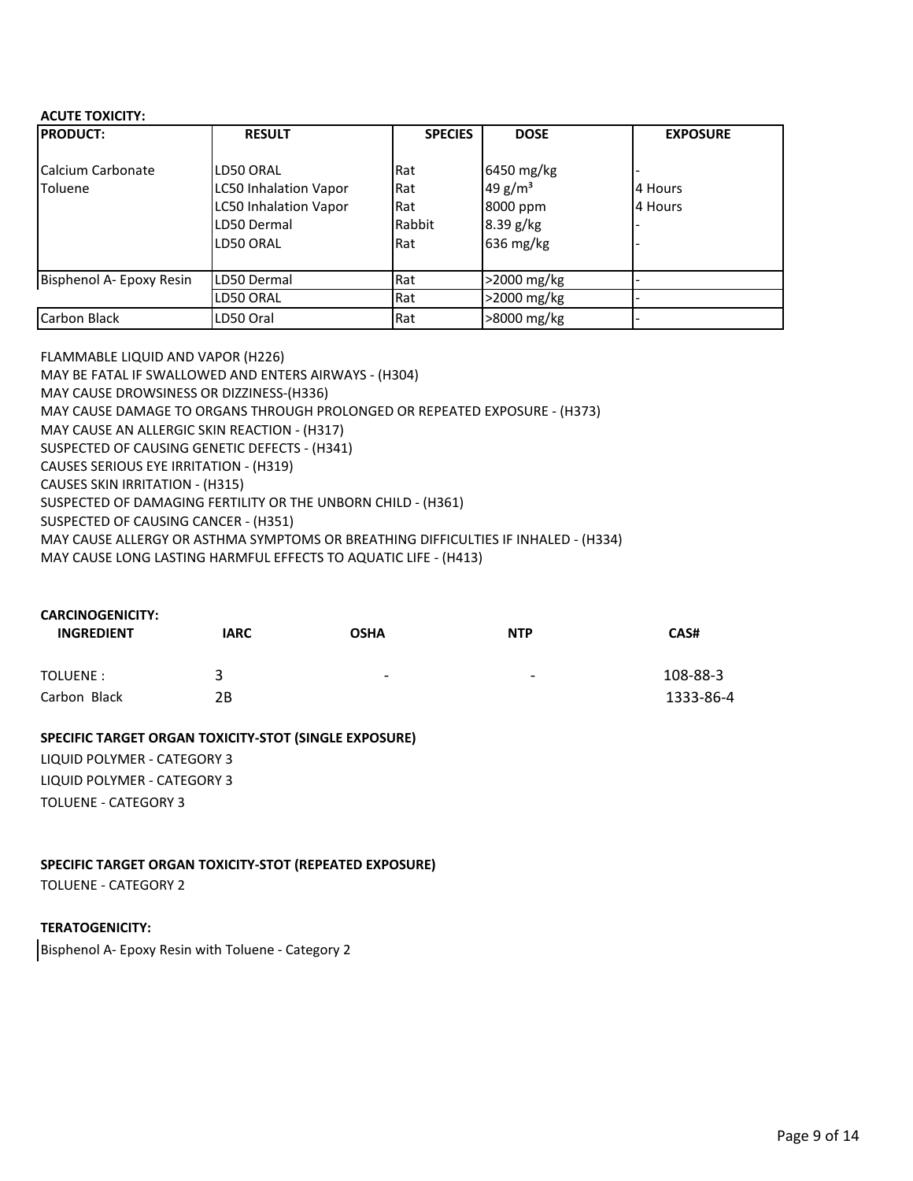**ACUTE TOXICITY:**

| PRODUCT: | RESULT | SPECIES | DOSE | EXPOSURE |
|---|---|---|---|---|
| Calcium Carbonate | LD50 ORAL | Rat | 6450 mg/kg | - |
| Toluene | LC50 Inhalation Vapor | Rat | 49 g/m³ | 4 Hours |
| | LC50 Inhalation Vapor | Rat | 8000 ppm | 4 Hours |
| | LD50 Dermal | Rabbit | 8.39 g/kg | - |
| | LD50 ORAL | Rat | 636 mg/kg | - |
| Bisphenol A- Epoxy Resin | LD50 Dermal | Rat | >2000 mg/kg | - |
| | LD50 ORAL | Rat | >2000 mg/kg | - |
| Carbon Black | LD50 Oral | Rat | >8000 mg/kg | - |

FLAMMABLE LIQUID AND VAPOR (H226)
MAY BE FATAL IF SWALLOWED AND ENTERS AIRWAYS - (H304)
MAY CAUSE DROWSINESS OR DIZZINESS-(H336)
MAY CAUSE DAMAGE TO ORGANS THROUGH PROLONGED OR REPEATED EXPOSURE - (H373)
MAY CAUSE AN ALLERGIC SKIN REACTION - (H317)
SUSPECTED OF CAUSING GENETIC DEFECTS - (H341)
CAUSES SERIOUS EYE IRRITATION - (H319)
CAUSES SKIN IRRITATION - (H315)
SUSPECTED OF DAMAGING FERTILITY OR THE UNBORN CHILD - (H361)
SUSPECTED OF CAUSING CANCER - (H351)
MAY CAUSE ALLERGY OR ASTHMA SYMPTOMS OR BREATHING DIFFICULTIES IF INHALED - (H334)
MAY CAUSE LONG LASTING HARMFUL EFFECTS TO AQUATIC LIFE - (H413)

**CARCINOGENICITY:**

| INGREDIENT | IARC | OSHA | NTP | CAS# |
|---|---|---|---|---|
| TOLUENE : | 3 | - | - | 108-88-3 |
| Carbon Black | 2B | | | 1333-86-4 |

**SPECIFIC TARGET ORGAN TOXICITY-STOT (SINGLE EXPOSURE)**

LIQUID POLYMER - CATEGORY 3
LIQUID POLYMER - CATEGORY 3
TOLUENE - CATEGORY 3

**SPECIFIC TARGET ORGAN TOXICITY-STOT (REPEATED EXPOSURE)**

TOLUENE - CATEGORY 2

**TERATOGENICITY:**

Bisphenol A- Epoxy Resin with Toluene - Category 2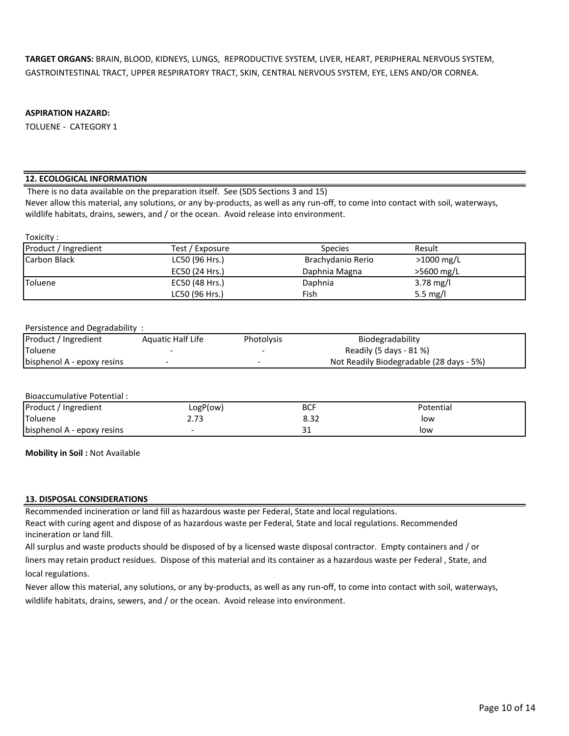**TARGET ORGANS:** BRAIN, BLOOD, KIDNEYS, LUNGS, REPRODUCTIVE SYSTEM, LIVER, HEART, PERIPHERAL NERVOUS SYSTEM, GASTROINTESTINAL TRACT, UPPER RESPIRATORY TRACT, SKIN, CENTRAL NERVOUS SYSTEM, EYE, LENS AND/OR CORNEA.

**ASPIRATION HAZARD:**

TOLUENE - CATEGORY 1

## 12. ECOLOGICAL INFORMATION

There is no data available on the preparation itself. See (SDS Sections 3 and 15)

Never allow this material, any solutions, or any by-products, as well as any run-off, to come into contact with soil, waterways, wildlife habitats, drains, sewers, and / or the ocean. Avoid release into environment.

Toxicity :

| Product / Ingredient | Test / Exposure | Species | Result |
|---|---|---|---|
| Carbon Black | LC50 (96 Hrs.) | Brachydanio Rerio | >1000 mg/L |
| | EC50 (24 Hrs.) | Daphnia Magna | >5600 mg/L |
| Toluene | EC50 (48 Hrs.) | Daphnia | 3.78 mg/l |
| | LC50 (96 Hrs.) | Fish | 5.5 mg/l |

Persistence and Degradability :

| Product / Ingredient | Aquatic Half Life | Photolysis | Biodegradability |
|---|---|---|---|
| Toluene | - | - | Readily (5 days - 81 %) |
| bisphenol A - epoxy resins | - | - | Not Readily Biodegradable (28 days - 5%) |

Bioaccumulative Potential :

| Product / Ingredient | LogP(ow) | BCF | Potential |
|---|---|---|---|
| Toluene | 2.73 | 8.32 | low |
| bisphenol A - epoxy resins | - | 31 | low |

**Mobility in Soil :** Not Available

## 13. DISPOSAL CONSIDERATIONS

Recommended incineration or land fill as hazardous waste per Federal, State and local regulations.

React with curing agent and dispose of as hazardous waste per Federal, State and local regulations. Recommended incineration or land fill.

All surplus and waste products should be disposed of by a licensed waste disposal contractor. Empty containers and / or liners may retain product residues. Dispose of this material and its container as a hazardous waste per Federal , State, and local regulations.

Never allow this material, any solutions, or any by-products, as well as any run-off, to come into contact with soil, waterways, wildlife habitats, drains, sewers, and / or the ocean. Avoid release into environment.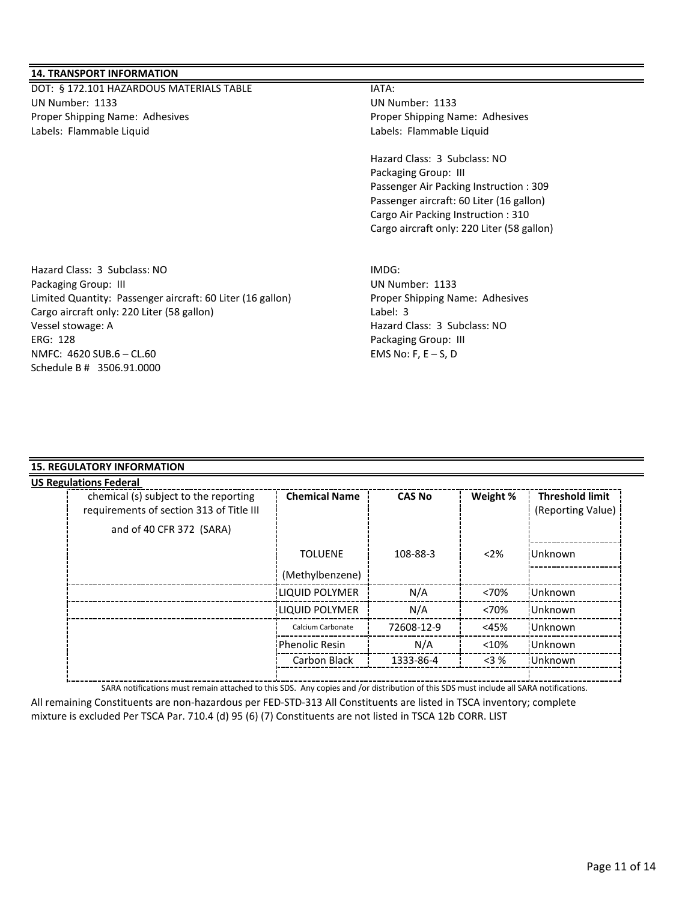## 14. TRANSPORT INFORMATION

DOT: § 172.101 HAZARDOUS MATERIALS TABLE
UN Number: 1133
Proper Shipping Name: Adhesives
Labels: Flammable Liquid

Hazard Class: 3 Subclass: NO
Packaging Group: III
Limited Quantity: Passenger aircraft: 60 Liter (16 gallon)
Cargo aircraft only: 220 Liter (58 gallon)
Vessel stowage: A
ERG: 128
NMFC: 4620 SUB.6 – CL.60
Schedule B # 3506.91.0000

IATA:
UN Number: 1133
Proper Shipping Name: Adhesives
Labels: Flammable Liquid

Hazard Class: 3 Subclass: NO
Packaging Group: III
Passenger Air Packing Instruction : 309
Passenger aircraft: 60 Liter (16 gallon)
Cargo Air Packing Instruction : 310
Cargo aircraft only: 220 Liter (58 gallon)

IMDG:
UN Number: 1133
Proper Shipping Name: Adhesives
Label: 3
Hazard Class: 3 Subclass: NO
Packaging Group: III
EMS No: F, E – S, D

## 15. REGULATORY INFORMATION

**US Regulations Federal**

| chemical (s) subject to the reporting requirements of section 313 of Title III and of 40 CFR 372 (SARA) | Chemical Name | CAS No | Weight % | Threshold limit (Reporting Value) |
|---|---|---|---|---|
| | TOLUENE (Methylbenzene) | 108-88-3 | <2% | Unknown |
| | LIQUID POLYMER | N/A | <70% | Unknown |
| | LIQUID POLYMER | N/A | <70% | Unknown |
| | Calcium Carbonate | 72608-12-9 | <45% | Unknown |
| | Phenolic Resin | N/A | <10% | Unknown |
| | Carbon Black | 1333-86-4 | <3 % | Unknown |

SARA notifications must remain attached to this SDS. Any copies and /or distribution of this SDS must include all SARA notifications.

All remaining Constituents are non-hazardous per FED-STD-313 All Constituents are listed in TSCA inventory; complete mixture is excluded Per TSCA Par. 710.4 (d) 95 (6) (7) Constituents are not listed in TSCA 12b CORR. LIST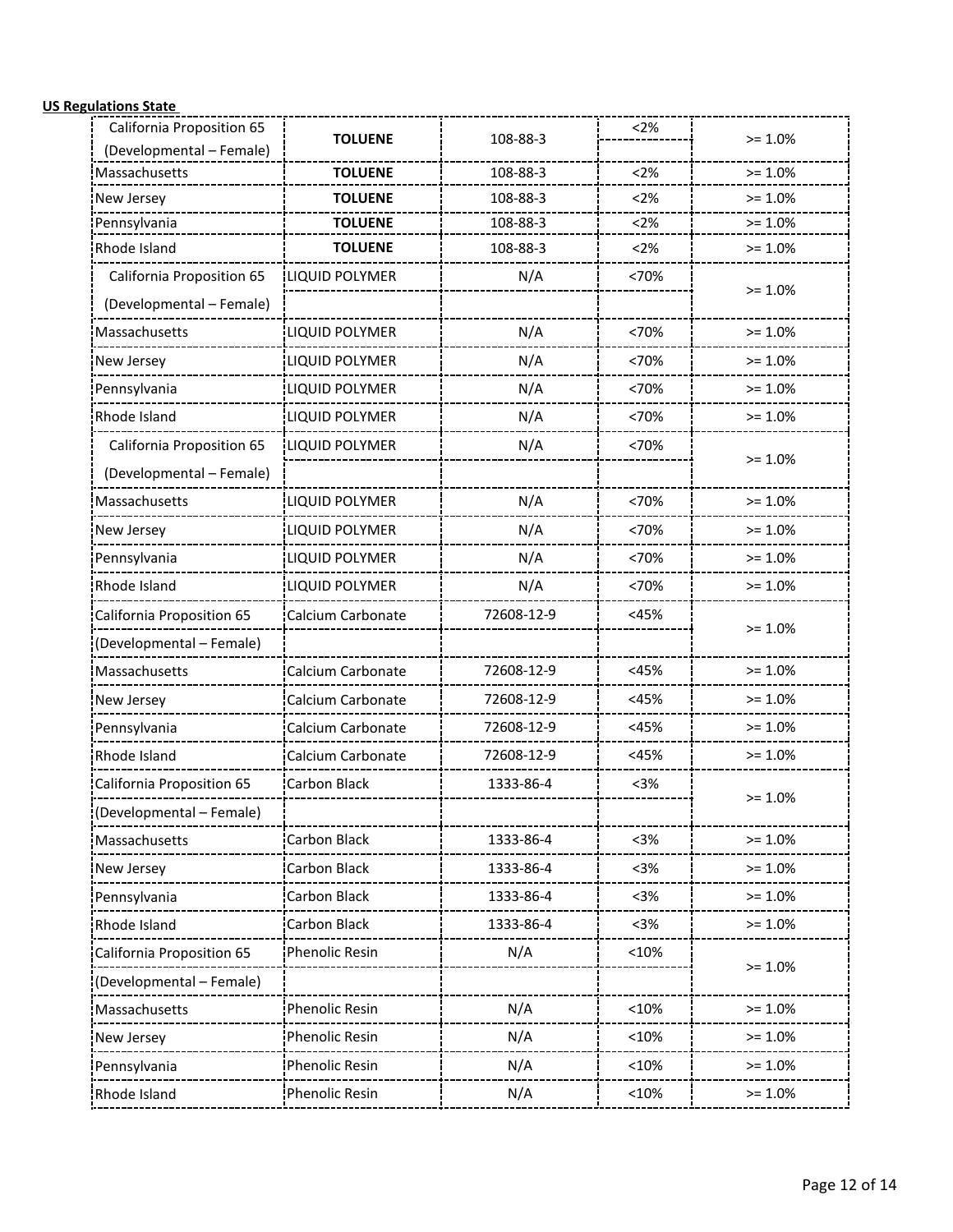**US Regulations State**

| | | | | |
|---|---|---|---|---|
| California Proposition 65 (Developmental – Female) | **TOLUENE** | 108-88-3 | <2% | >= 1.0% |
| Massachusetts | **TOLUENE** | 108-88-3 | <2% | >= 1.0% |
| New Jersey | **TOLUENE** | 108-88-3 | <2% | >= 1.0% |
| Pennsylvania | **TOLUENE** | 108-88-3 | <2% | >= 1.0% |
| Rhode Island | **TOLUENE** | 108-88-3 | <2% | >= 1.0% |
| California Proposition 65 (Developmental – Female) | LIQUID POLYMER | N/A | <70% | >= 1.0% |
| Massachusetts | LIQUID POLYMER | N/A | <70% | >= 1.0% |
| New Jersey | LIQUID POLYMER | N/A | <70% | >= 1.0% |
| Pennsylvania | LIQUID POLYMER | N/A | <70% | >= 1.0% |
| Rhode Island | LIQUID POLYMER | N/A | <70% | >= 1.0% |
| California Proposition 65 (Developmental – Female) | LIQUID POLYMER | N/A | <70% | >= 1.0% |
| Massachusetts | LIQUID POLYMER | N/A | <70% | >= 1.0% |
| New Jersey | LIQUID POLYMER | N/A | <70% | >= 1.0% |
| Pennsylvania | LIQUID POLYMER | N/A | <70% | >= 1.0% |
| Rhode Island | LIQUID POLYMER | N/A | <70% | >= 1.0% |
| California Proposition 65 (Developmental – Female) | Calcium Carbonate | 72608-12-9 | <45% | >= 1.0% |
| Massachusetts | Calcium Carbonate | 72608-12-9 | <45% | >= 1.0% |
| New Jersey | Calcium Carbonate | 72608-12-9 | <45% | >= 1.0% |
| Pennsylvania | Calcium Carbonate | 72608-12-9 | <45% | >= 1.0% |
| Rhode Island | Calcium Carbonate | 72608-12-9 | <45% | >= 1.0% |
| California Proposition 65 (Developmental – Female) | Carbon Black | 1333-86-4 | <3% | >= 1.0% |
| Massachusetts | Carbon Black | 1333-86-4 | <3% | >= 1.0% |
| New Jersey | Carbon Black | 1333-86-4 | <3% | >= 1.0% |
| Pennsylvania | Carbon Black | 1333-86-4 | <3% | >= 1.0% |
| Rhode Island | Carbon Black | 1333-86-4 | <3% | >= 1.0% |
| California Proposition 65 (Developmental – Female) | Phenolic Resin | N/A | <10% | >= 1.0% |
| Massachusetts | Phenolic Resin | N/A | <10% | >= 1.0% |
| New Jersey | Phenolic Resin | N/A | <10% | >= 1.0% |
| Pennsylvania | Phenolic Resin | N/A | <10% | >= 1.0% |
| Rhode Island | Phenolic Resin | N/A | <10% | >= 1.0% |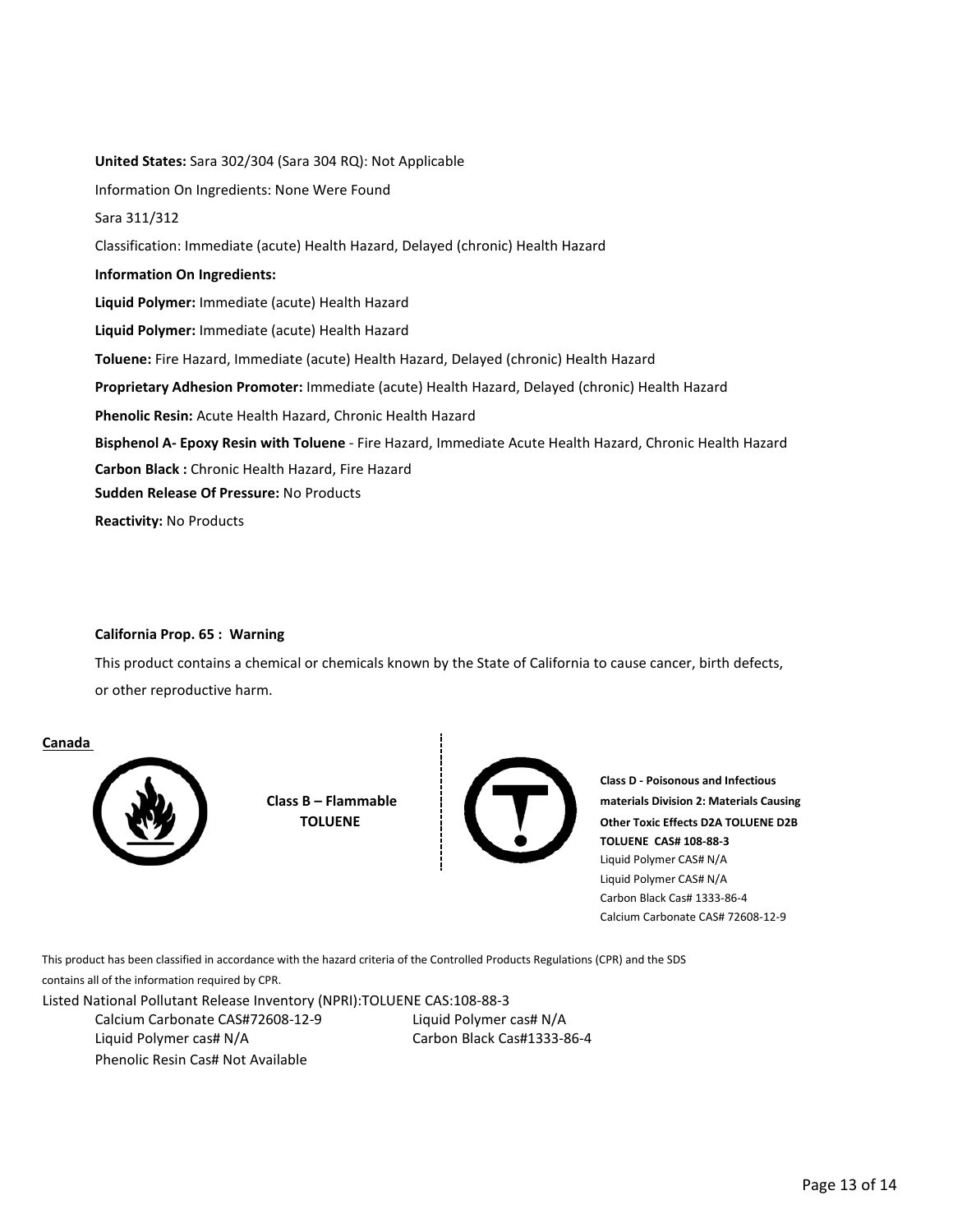**United States:** Sara 302/304 (Sara 304 RQ): Not Applicable

Information On Ingredients: None Were Found

Sara 311/312

Classification: Immediate (acute) Health Hazard, Delayed (chronic) Health Hazard

**Information On Ingredients:**

**Liquid Polymer:** Immediate (acute) Health Hazard

**Liquid Polymer:** Immediate (acute) Health Hazard

**Toluene:** Fire Hazard, Immediate (acute) Health Hazard, Delayed (chronic) Health Hazard

**Proprietary Adhesion Promoter:** Immediate (acute) Health Hazard, Delayed (chronic) Health Hazard

**Phenolic Resin:** Acute Health Hazard, Chronic Health Hazard

**Bisphenol A- Epoxy Resin with Toluene** - Fire Hazard, Immediate Acute Health Hazard, Chronic Health Hazard

**Carbon Black :** Chronic Health Hazard, Fire Hazard

**Sudden Release Of Pressure:** No Products

**Reactivity:** No Products

**California Prop. 65 : Warning**

This product contains a chemical or chemicals known by the State of California to cause cancer, birth defects, or other reproductive harm.

**Canada**

**Class B – Flammable TOLUENE**

**Class D - Poisonous and Infectious materials Division 2: Materials Causing Other Toxic Effects D2A TOLUENE D2B TOLUENE CAS# 108-88-3**

Liquid Polymer CAS# N/A

Liquid Polymer CAS# N/A

Carbon Black Cas# 1333-86-4

Calcium Carbonate CAS# 72608-12-9

This product has been classified in accordance with the hazard criteria of the Controlled Products Regulations (CPR) and the SDS contains all of the information required by CPR.

Listed National Pollutant Release Inventory (NPRI):TOLUENE CAS:108-88-3

Calcium Carbonate CAS#72608-12-9

Liquid Polymer cas# N/A

Liquid Polymer cas# N/A

Carbon Black Cas#1333-86-4

Phenolic Resin Cas# Not Available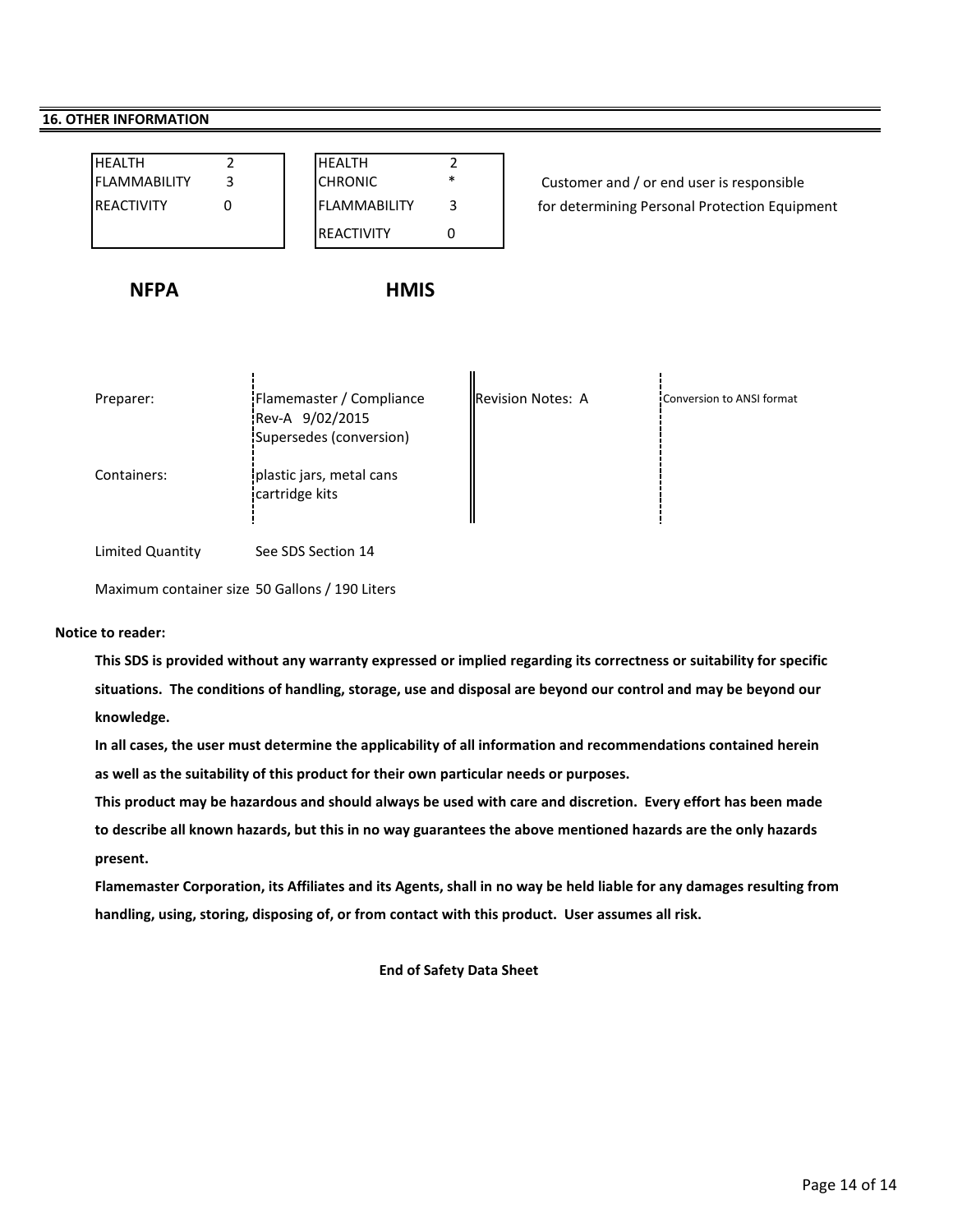## 16. OTHER INFORMATION

| | |
|---|---|
| HEALTH | 2 |
| FLAMMABILITY | 3 |
| REACTIVITY | 0 |

**NFPA**

| | |
|---|---|
| HEALTH | 2 |
| CHRONIC | * |
| FLAMMABILITY | 3 |
| REACTIVITY | 0 |

**HMIS**

Customer and / or end user is responsible for determining Personal Protection Equipment

| | | | |
|---|---|---|---|
| Preparer: | Flamemaster / Compliance<br>Rev-A 9/02/2015<br>Supersedes (conversion) | Revision Notes: A | Conversion to ANSI format |
| Containers: | plastic jars, metal cans<br>cartridge kits | | |

Limited Quantity See SDS Section 14

Maximum container size 50 Gallons / 190 Liters

**Notice to reader:**

**This SDS is provided without any warranty expressed or implied regarding its correctness or suitability for specific situations. The conditions of handling, storage, use and disposal are beyond our control and may be beyond our knowledge.**

**In all cases, the user must determine the applicability of all information and recommendations contained herein as well as the suitability of this product for their own particular needs or purposes.**

**This product may be hazardous and should always be used with care and discretion. Every effort has been made to describe all known hazards, but this in no way guarantees the above mentioned hazards are the only hazards present.**

**Flamemaster Corporation, its Affiliates and its Agents, shall in no way be held liable for any damages resulting from handling, using, storing, disposing of, or from contact with this product. User assumes all risk.**

**End of Safety Data Sheet**